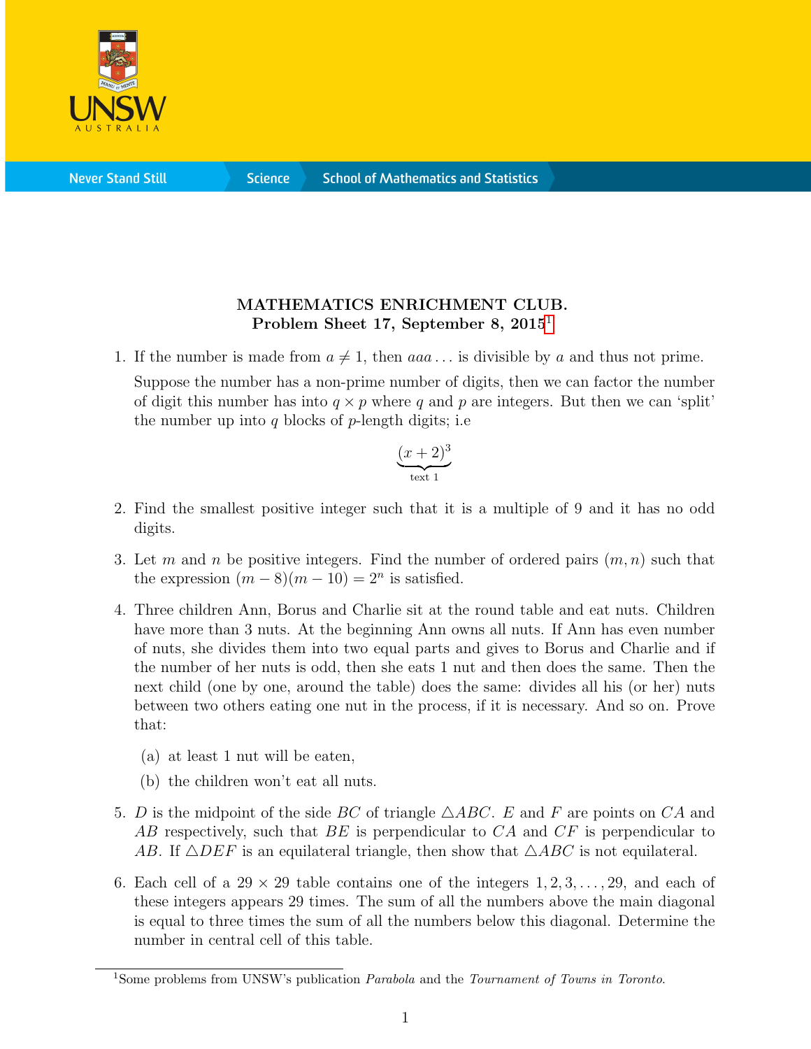**MATHEMATICS ENRICHMENT CLUB.**
**Problem Sheet 17, September 8, 2015**[1]

1. If the number is made from $a \neq 1$, then $aaa\ldots$ is divisible by $a$ and thus not prime.

   Suppose the number has a non-prime number of digits, then we can factor the number of digit this number has into $q \times p$ where $q$ and $p$ are integers. But then we can 'split' the number up into $q$ blocks of $p$-length digits; i.e

$$\underbrace{(x+2)^3}_{\text{text 1}}$$

2. Find the smallest positive integer such that it is a multiple of 9 and it has no odd digits.

3. Let $m$ and $n$ be positive integers. Find the number of ordered pairs $(m, n)$ such that the expression $(m-8)(m-10) = 2^n$ is satisfied.

4. Three children Ann, Borus and Charlie sit at the round table and eat nuts. Children have more than 3 nuts. At the beginning Ann owns all nuts. If Ann has even number of nuts, she divides them into two equal parts and gives to Borus and Charlie and if the number of her nuts is odd, then she eats 1 nut and then does the same. Then the next child (one by one, around the table) does the same: divides all his (or her) nuts between two others eating one nut in the process, if it is necessary. And so on. Prove that:

   (a) at least 1 nut will be eaten,

   (b) the children won't eat all nuts.

5. $D$ is the midpoint of the side $BC$ of triangle $\triangle ABC$. $E$ and $F$ are points on $CA$ and $AB$ respectively, such that $BE$ is perpendicular to $CA$ and $CF$ is perpendicular to $AB$. If $\triangle DEF$ is an equilateral triangle, then show that $\triangle ABC$ is not equilateral.

6. Each cell of a $29 \times 29$ table contains one of the integers $1, 2, 3, \ldots, 29$, and each of these integers appears 29 times. The sum of all the numbers above the main diagonal is equal to three times the sum of all the numbers below this diagonal. Determine the number in central cell of this table.

---

[1] Some problems from UNSW's publication *Parabola* and the *Tournament of Towns in Toronto*.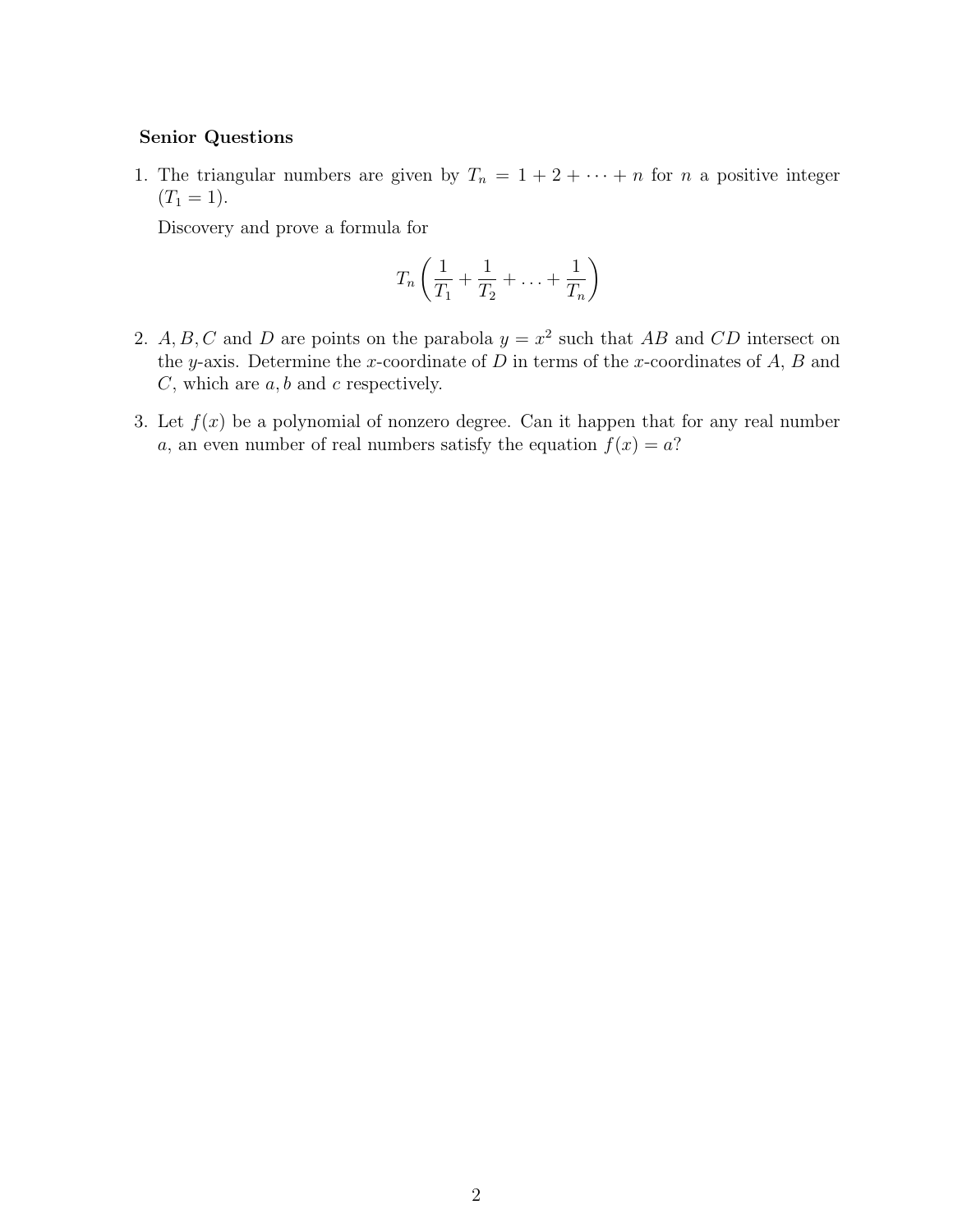**Senior Questions**

1. The triangular numbers are given by $T_n = 1 + 2 + \cdots + n$ for $n$ a positive integer ($T_1 = 1$).

   Discovery and prove a formula for

$$T_n \left( \frac{1}{T_1} + \frac{1}{T_2} + \ldots + \frac{1}{T_n} \right)$$

2. $A, B, C$ and $D$ are points on the parabola $y = x^2$ such that $AB$ and $CD$ intersect on the $y$-axis. Determine the $x$-coordinate of $D$ in terms of the $x$-coordinates of $A$, $B$ and $C$, which are $a, b$ and $c$ respectively.

3. Let $f(x)$ be a polynomial of nonzero degree. Can it happen that for any real number $a$, an even number of real numbers satisfy the equation $f(x) = a$?